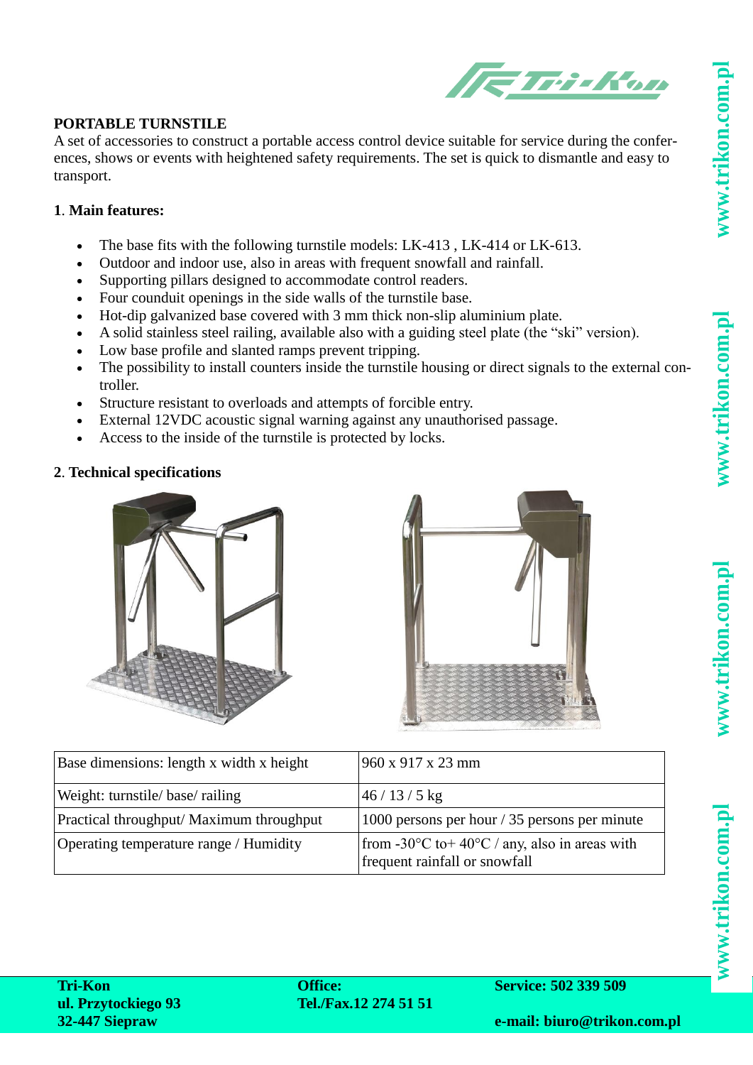# PORTABLE TURNSTILE

A set of accessories to construct a portable access control device suitable for service during the conferences, shows or events with heightened safety requirements. The set is quick to dismantle and easy to transport.

## 1. Main features:

- The base fits with the following turnstile models: LK-413 , LK-414 or LK-613.
- Outdoor and indoor use, also in areas with frequent snowfall and rainfall.
- Supporting pillars designed to accommodate control readers.
- Four counduit openings in the side walls of the turnstile base.
- Hot-dip galvanized base covered with 3 mm thick non-slip aluminium plate.
- A solid stainless steel railing, available also with a guiding steel plate (the "ski" version).
- Low base profile and slanted ramps prevent tripping.
- The possibility to install counters inside the turnstile housing or direct signals to the external controller.
- Structure resistant to overloads and attempts of forcible entry.
- External 12VDC acoustic signal warning against any unauthorised passage.
- Access to the inside of the turnstile is protected by locks.

## 2. Technical specifications

| | |
|---|---|
| Base dimensions: length x width x height | 960 x 917 x 23 mm |
| Weight: turnstile/ base/ railing | 46 / 13 / 5 kg |
| Practical throughput/ Maximum throughput | 1000 persons per hour / 35 persons per minute |
| Operating temperature range / Humidity | from -30°C to+ 40°C / any, also in areas with frequent rainfall or snowfall |

**Tri-Kon**
**ul. Przytockiego 93**
**32-447 Sieprawi**

**Office:**
**Tel./Fax.12 274 51 51**

**Service: 502 339 509**

**e-mail: biuro@trikon.com.pl**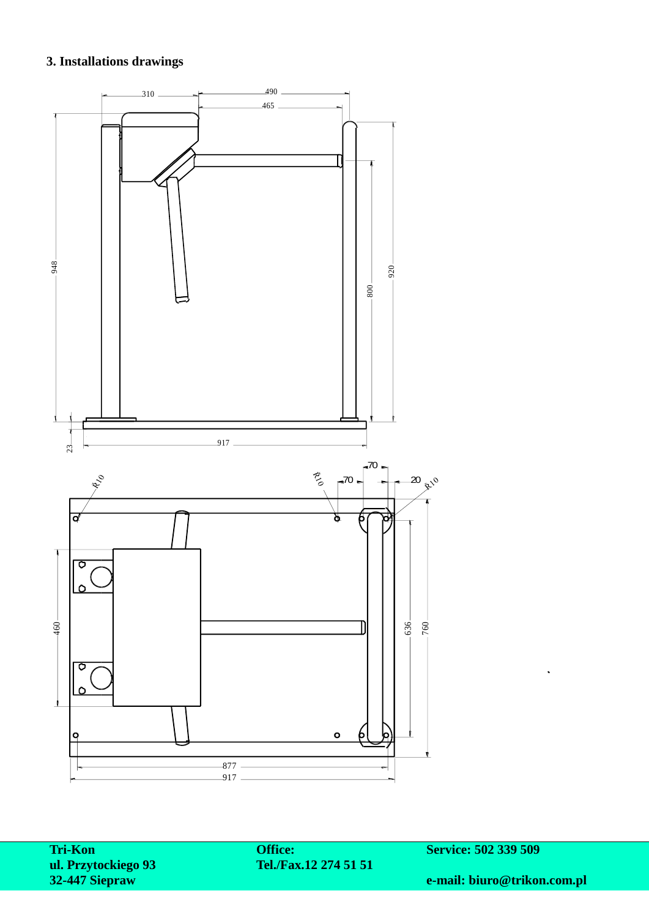### 3. Installations drawings

310
490
465
948
920
800
23
917

R10
R10
70
70
20
R10
460
636
760
877
917

**Tri-Kon**
**ul. Przytockiego 93**
**32-447 Siepraw**

**Office:**
**Tel./Fax.12 274 51 51**

**Service: 502 339 509**

**e-mail: biuro@trikon.com.pl**